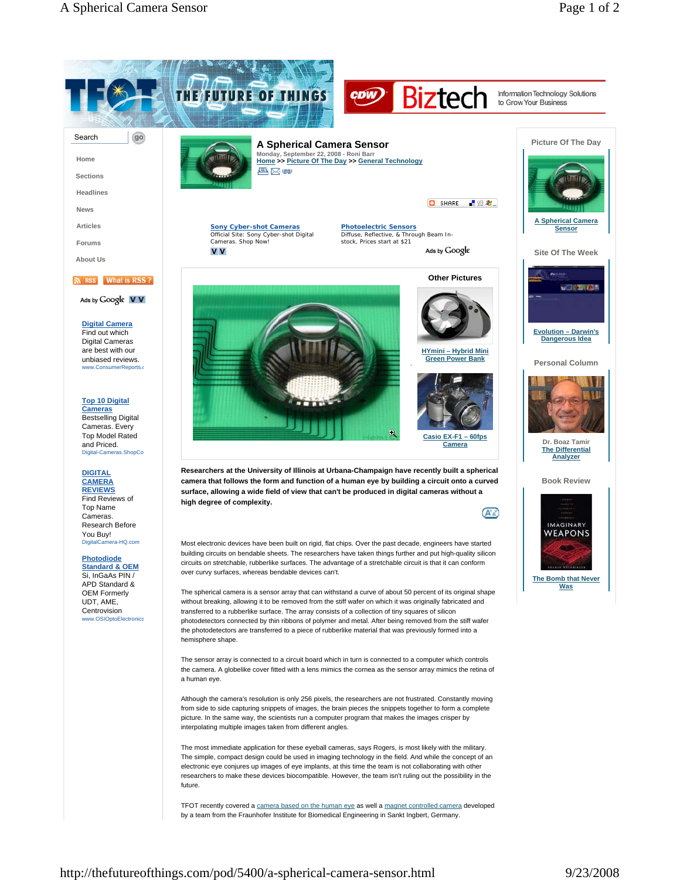# A Spherical Camera Sensor

Monday, September 22, 2008 - Roni Barr

Home >> Picture Of The Day >> General Technology

**Researchers at the University of Illinois at Urbana-Champaign have recently built a spherical camera that follows the form and function of a human eye by building a circuit onto a curved surface, allowing a wide field of view that can't be produced in digital cameras without a high degree of complexity.**

Most electronic devices have been built on rigid, flat chips. Over the past decade, engineers have started building circuits on bendable sheets. The researchers have taken things further and put high-quality silicon circuits on stretchable, rubberlike surfaces. The advantage of a stretchable circuit is that it can conform over curvy surfaces, whereas bendable devices can't.

The spherical camera is a sensor array that can withstand a curve of about 50 percent of its original shape without breaking, allowing it to be removed from the stiff wafer on which it was originally fabricated and transferred to a rubberlike surface. The array consists of a collection of tiny squares of silicon photodetectors connected by thin ribbons of polymer and metal. After being removed from the stiff wafer the photodetectors are transferred to a piece of rubberlike material that was previously formed into a hemisphere shape.

The sensor array is connected to a circuit board which in turn is connected to a computer which controls the camera. A globelike cover fitted with a lens mimics the cornea as the sensor array mimics the retina of a human eye.

Although the camera's resolution is only 256 pixels, the researchers are not frustrated. Constantly moving from side to side capturing snippets of images, the brain pieces the snippets together to form a complete picture. In the same way, the scientists run a computer program that makes the images crisper by interpolating multiple images taken from different angles.

The most immediate application for these eyeball cameras, says Rogers, is most likely with the military. The simple, compact design could be used in imaging technology in the field. And while the concept of an electronic eye conjures up images of eye implants, at this time the team is not collaborating with other researchers to make these devices biocompatible. However, the team isn't ruling out the possibility in the future.

TFOT recently covered a camera based on the human eye as well a magnet controlled camera developed by a team from the Fraunhofer Institute for Biomedical Engineering in Sankt Ingbert, Germany.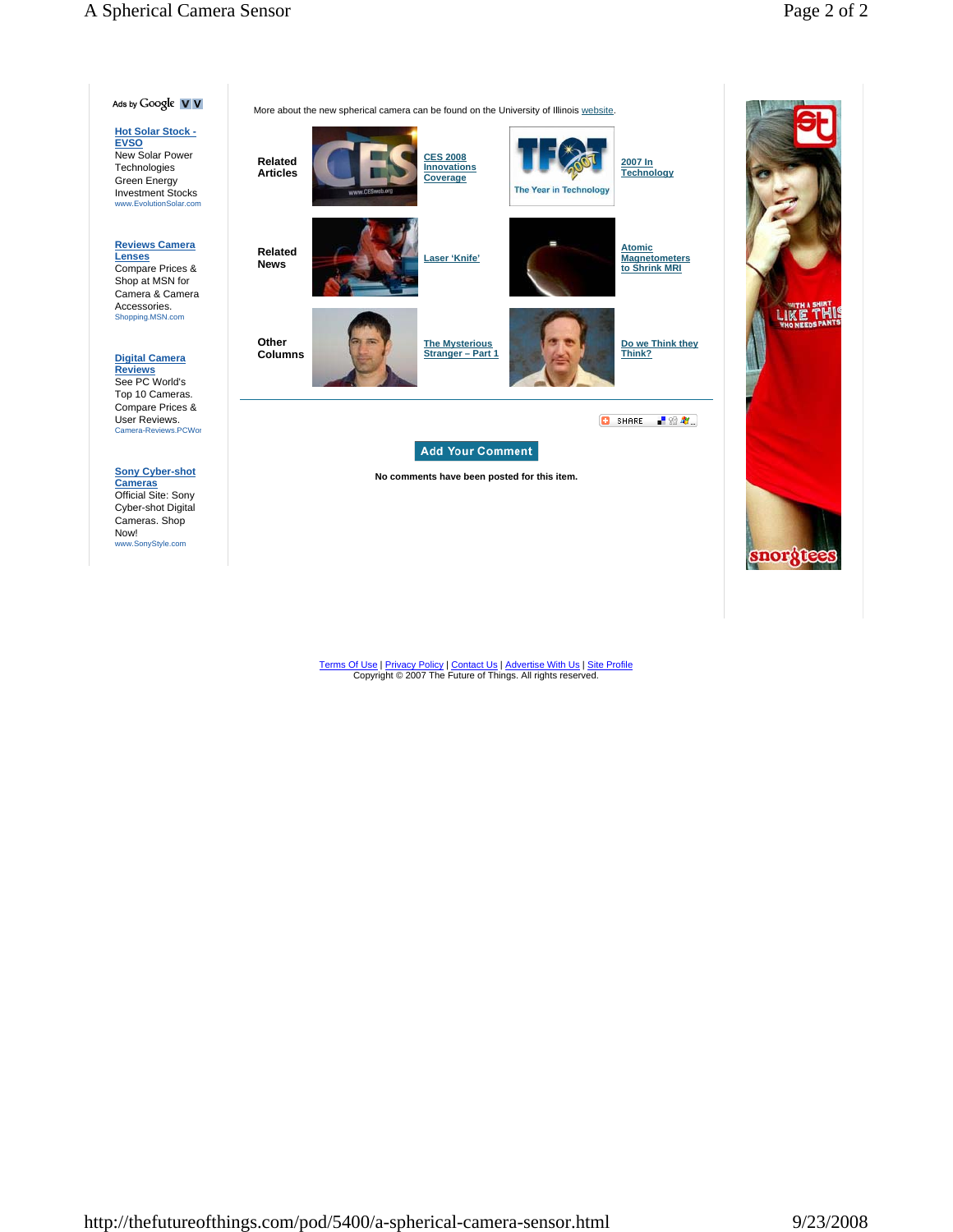Ads by Google

**Hot Solar Stock - EVSO**
New Solar Power Technologies Green Energy Investment Stocks
www.EvolutionSolar.com

**Reviews Camera Lenses**
Compare Prices & Shop at MSN for Camera & Camera Accessories.
Shopping.MSN.com

**Digital Camera Reviews**
See PC World's Top 10 Cameras. Compare Prices & User Reviews.
Camera-Reviews.PCWor

**Sony Cyber-shot Cameras**
Official Site: Sony Cyber-shot Digital Cameras. Shop Now!
www.SonyStyle.com

More about the new spherical camera can be found on the University of Illinois website.

**Related Articles**

- CES 2008 Innovations Coverage
- 2007 In Technology

**Related News**

- Laser 'Knife'
- Atomic Magnetometers to Shrink MRI

**Other Columns**

- The Mysterious Stranger – Part 1
- Do we Think they Think?

SHARE

**Add Your Comment**

**No comments have been posted for this item.**

Terms Of Use | Privacy Policy | Contact Us | Advertise With Us | Site Profile
Copyright © 2007 The Future of Things. All rights reserved.